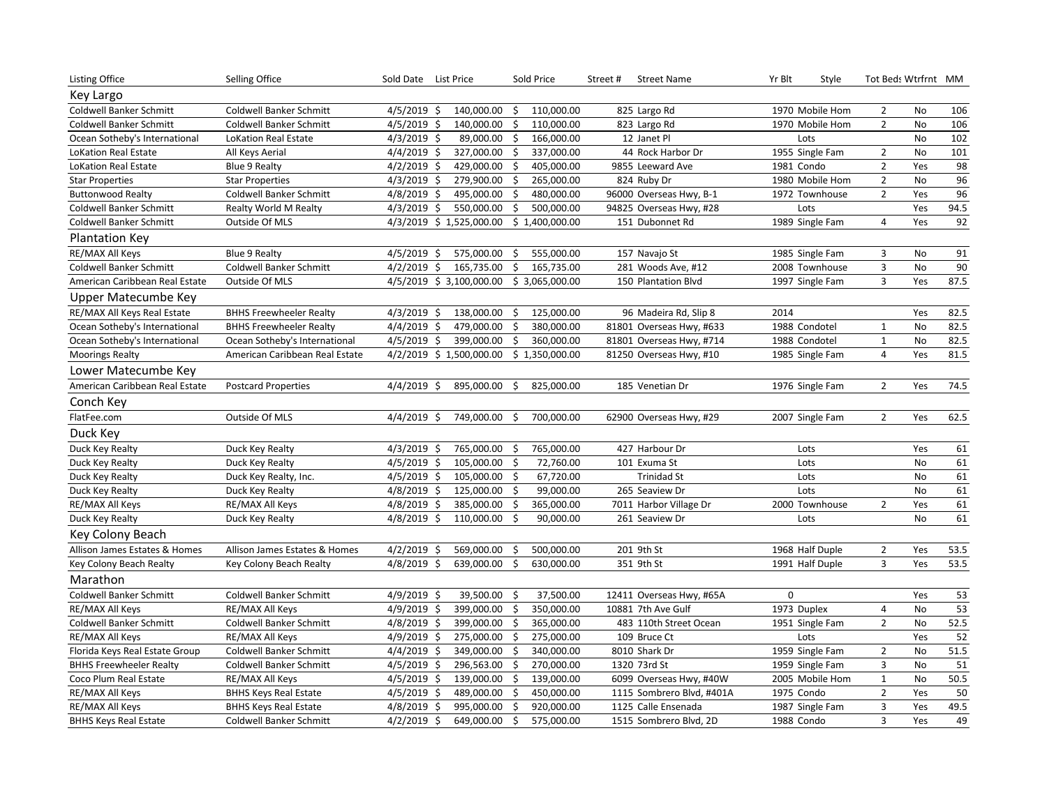| Listing Office | Selling Office | Sold Date | List Price | Sold Price | Street # | Street Name | Yr Blt | Style | Tot Beds | Wtrfrnt | MM |
|---|---|---|---|---|---|---|---|---|---|---|---|
| **Key Largo** | | | | | | | | | | | |
| Coldwell Banker Schmitt | Coldwell Banker Schmitt | 4/5/2019 | $ 140,000.00 | $ 110,000.00 | 825 | Largo Rd | 1970 | Mobile Hom | 2 | No | 106 |
| Coldwell Banker Schmitt | Coldwell Banker Schmitt | 4/5/2019 | $ 140,000.00 | $ 110,000.00 | 823 | Largo Rd | 1970 | Mobile Hom | 2 | No | 106 |
| Ocean Sotheby's International | LoKation Real Estate | 4/3/2019 | $ 89,000.00 | $ 166,000.00 | 12 | Janet Pl | | Lots | | No | 102 |
| LoKation Real Estate | All Keys Aerial | 4/4/2019 | $ 327,000.00 | $ 337,000.00 | 44 | Rock Harbor Dr | 1955 | Single Fam | 2 | No | 101 |
| LoKation Real Estate | Blue 9 Realty | 4/2/2019 | $ 429,000.00 | $ 405,000.00 | 9855 | Leeward Ave | 1981 | Condo | 2 | Yes | 98 |
| Star Properties | Star Properties | 4/3/2019 | $ 279,900.00 | $ 265,000.00 | 824 | Ruby Dr | 1980 | Mobile Hom | 2 | No | 96 |
| Buttonwood Realty | Coldwell Banker Schmitt | 4/8/2019 | $ 495,000.00 | $ 480,000.00 | 96000 | Overseas Hwy, B-1 | 1972 | Townhouse | 2 | Yes | 96 |
| Coldwell Banker Schmitt | Realty World M Realty | 4/3/2019 | $ 550,000.00 | $ 500,000.00 | 94825 | Overseas Hwy, #28 | | Lots | | Yes | 94.5 |
| Coldwell Banker Schmitt | Outside Of MLS | 4/3/2019 | $ 1,525,000.00 | $ 1,400,000.00 | 151 | Dubonnet Rd | 1989 | Single Fam | 4 | Yes | 92 |
| **Plantation Key** | | | | | | | | | | | |
| RE/MAX All Keys | Blue 9 Realty | 4/5/2019 | $ 575,000.00 | $ 555,000.00 | 157 | Navajo St | 1985 | Single Fam | 3 | No | 91 |
| Coldwell Banker Schmitt | Coldwell Banker Schmitt | 4/2/2019 | $ 165,735.00 | $ 165,735.00 | 281 | Woods Ave, #12 | 2008 | Townhouse | 3 | No | 90 |
| American Caribbean Real Estate | Outside Of MLS | 4/5/2019 | $ 3,100,000.00 | $ 3,065,000.00 | 150 | Plantation Blvd | 1997 | Single Fam | 3 | Yes | 87.5 |
| **Upper Matecumbe Key** | | | | | | | | | | | |
| RE/MAX All Keys Real Estate | BHHS Freewheeler Realty | 4/3/2019 | $ 138,000.00 | $ 125,000.00 | 96 | Madeira Rd, Slip 8 | 2014 | | | Yes | 82.5 |
| Ocean Sotheby's International | BHHS Freewheeler Realty | 4/4/2019 | $ 479,000.00 | $ 380,000.00 | 81801 | Overseas Hwy, #633 | 1988 | Condotel | 1 | No | 82.5 |
| Ocean Sotheby's International | Ocean Sotheby's International | 4/5/2019 | $ 399,000.00 | $ 360,000.00 | 81801 | Overseas Hwy, #714 | 1988 | Condotel | 1 | No | 82.5 |
| Moorings Realty | American Caribbean Real Estate | 4/2/2019 | $ 1,500,000.00 | $ 1,350,000.00 | 81250 | Overseas Hwy, #10 | 1985 | Single Fam | 4 | Yes | 81.5 |
| **Lower Matecumbe Key** | | | | | | | | | | | |
| American Caribbean Real Estate | Postcard Properties | 4/4/2019 | $ 895,000.00 | $ 825,000.00 | 185 | Venetian Dr | 1976 | Single Fam | 2 | Yes | 74.5 |
| **Conch Key** | | | | | | | | | | | |
| FlatFee.com | Outside Of MLS | 4/4/2019 | $ 749,000.00 | $ 700,000.00 | 62900 | Overseas Hwy, #29 | 2007 | Single Fam | 2 | Yes | 62.5 |
| **Duck Key** | | | | | | | | | | | |
| Duck Key Realty | Duck Key Realty | 4/3/2019 | $ 765,000.00 | $ 765,000.00 | 427 | Harbour Dr | | Lots | | Yes | 61 |
| Duck Key Realty | Duck Key Realty | 4/5/2019 | $ 105,000.00 | $ 72,760.00 | 101 | Exuma St | | Lots | | No | 61 |
| Duck Key Realty | Duck Key Realty, Inc. | 4/5/2019 | $ 105,000.00 | $ 67,720.00 | | Trinidad St | | Lots | | No | 61 |
| Duck Key Realty | Duck Key Realty | 4/8/2019 | $ 125,000.00 | $ 99,000.00 | 265 | Seaview Dr | | Lots | | No | 61 |
| RE/MAX All Keys | RE/MAX All Keys | 4/8/2019 | $ 385,000.00 | $ 365,000.00 | 7011 | Harbor Village Dr | 2000 | Townhouse | 2 | Yes | 61 |
| Duck Key Realty | Duck Key Realty | 4/8/2019 | $ 110,000.00 | $ 90,000.00 | 261 | Seaview Dr | | Lots | | No | 61 |
| **Key Colony Beach** | | | | | | | | | | | |
| Allison James Estates & Homes | Allison James Estates & Homes | 4/2/2019 | $ 569,000.00 | $ 500,000.00 | 201 | 9th St | 1968 | Half Duple | 2 | Yes | 53.5 |
| Key Colony Beach Realty | Key Colony Beach Realty | 4/8/2019 | $ 639,000.00 | $ 630,000.00 | 351 | 9th St | 1991 | Half Duple | 3 | Yes | 53.5 |
| **Marathon** | | | | | | | | | | | |
| Coldwell Banker Schmitt | Coldwell Banker Schmitt | 4/9/2019 | $ 39,500.00 | $ 37,500.00 | 12411 | Overseas Hwy, #65A | 0 | | | Yes | 53 |
| RE/MAX All Keys | RE/MAX All Keys | 4/9/2019 | $ 399,000.00 | $ 350,000.00 | 10881 | 7th Ave Gulf | 1973 | Duplex | 4 | No | 53 |
| Coldwell Banker Schmitt | Coldwell Banker Schmitt | 4/8/2019 | $ 399,000.00 | $ 365,000.00 | 483 | 110th Street Ocean | 1951 | Single Fam | 2 | No | 52.5 |
| RE/MAX All Keys | RE/MAX All Keys | 4/9/2019 | $ 275,000.00 | $ 275,000.00 | 109 | Bruce Ct | | Lots | | Yes | 52 |
| Florida Keys Real Estate Group | Coldwell Banker Schmitt | 4/4/2019 | $ 349,000.00 | $ 340,000.00 | 8010 | Shark Dr | 1959 | Single Fam | 2 | No | 51.5 |
| BHHS Freewheeler Realty | Coldwell Banker Schmitt | 4/5/2019 | $ 296,563.00 | $ 270,000.00 | 1320 | 73rd St | 1959 | Single Fam | 3 | No | 51 |
| Coco Plum Real Estate | RE/MAX All Keys | 4/5/2019 | $ 139,000.00 | $ 139,000.00 | 6099 | Overseas Hwy, #40W | 2005 | Mobile Hom | 1 | No | 50.5 |
| RE/MAX All Keys | BHHS Keys Real Estate | 4/5/2019 | $ 489,000.00 | $ 450,000.00 | 1115 | Sombrero Blvd, #401A | 1975 | Condo | 2 | Yes | 50 |
| RE/MAX All Keys | BHHS Keys Real Estate | 4/8/2019 | $ 995,000.00 | $ 920,000.00 | 1125 | Calle Ensenada | 1987 | Single Fam | 3 | Yes | 49.5 |
| BHHS Keys Real Estate | Coldwell Banker Schmitt | 4/2/2019 | $ 649,000.00 | $ 575,000.00 | 1515 | Sombrero Blvd, 2D | 1988 | Condo | 3 | Yes | 49 |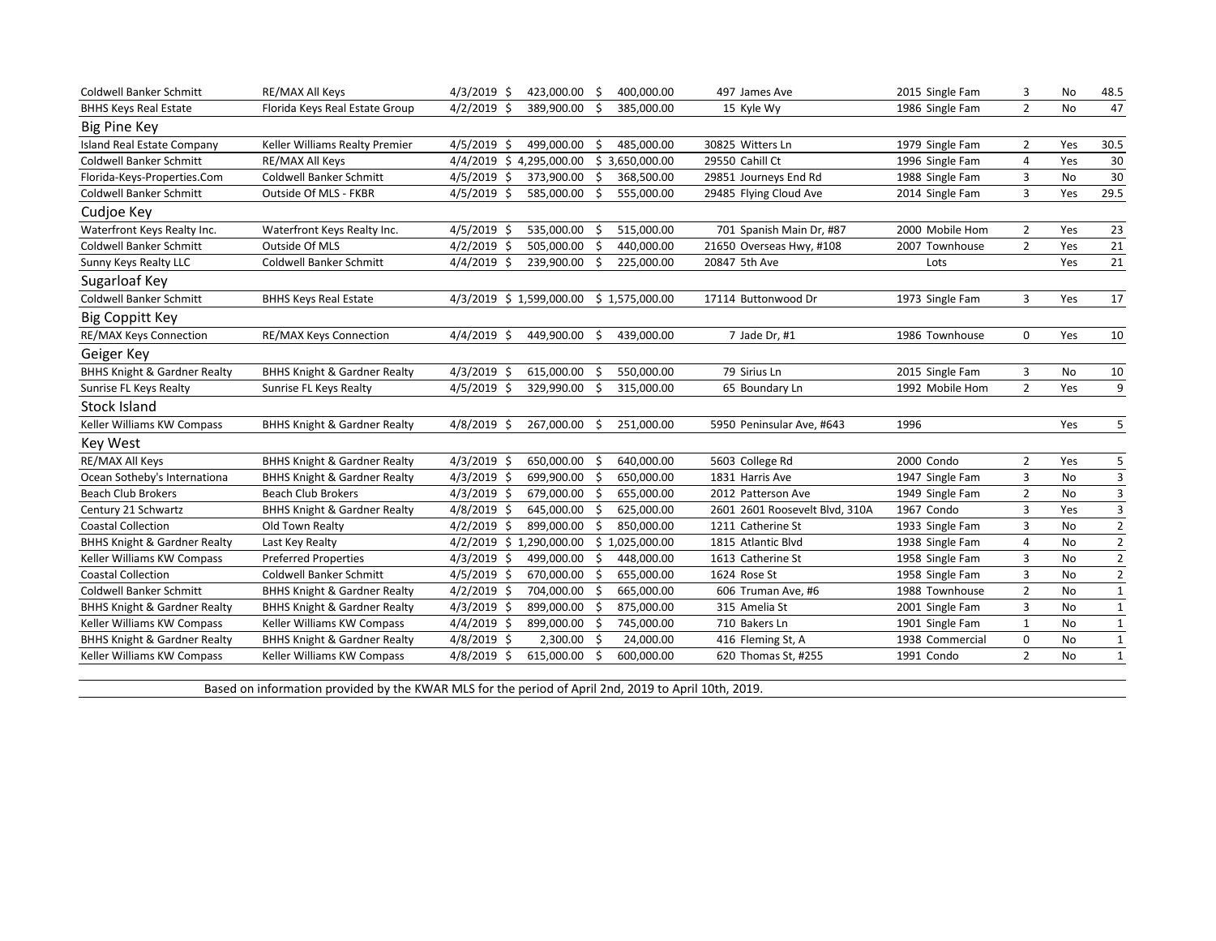| | | | | | | | | | | |
|---|---|---|---|---|---|---|---|---|---|---|
| Coldwell Banker Schmitt | RE/MAX All Keys | 4/3/2019 | $ 423,000.00 | $ 400,000.00 | 497 James Ave | 2015 | Single Fam | 3 | No | 48.5 |
| BHHS Keys Real Estate | Florida Keys Real Estate Group | 4/2/2019 | $ 389,900.00 | $ 385,000.00 | 15 Kyle Wy | 1986 | Single Fam | 2 | No | 47 |
| **Big Pine Key** | | | | | | | | | | |
| Island Real Estate Company | Keller Williams Realty Premier | 4/5/2019 | $ 499,000.00 | $ 485,000.00 | 30825 Witters Ln | 1979 | Single Fam | 2 | Yes | 30.5 |
| Coldwell Banker Schmitt | RE/MAX All Keys | 4/4/2019 | $ 4,295,000.00 | $ 3,650,000.00 | 29550 Cahill Ct | 1996 | Single Fam | 4 | Yes | 30 |
| Florida-Keys-Properties.Com | Coldwell Banker Schmitt | 4/5/2019 | $ 373,900.00 | $ 368,500.00 | 29851 Journeys End Rd | 1988 | Single Fam | 3 | No | 30 |
| Coldwell Banker Schmitt | Outside Of MLS - FKBR | 4/5/2019 | $ 585,000.00 | $ 555,000.00 | 29485 Flying Cloud Ave | 2014 | Single Fam | 3 | Yes | 29.5 |
| **Cudjoe Key** | | | | | | | | | | |
| Waterfront Keys Realty Inc. | Waterfront Keys Realty Inc. | 4/5/2019 | $ 535,000.00 | $ 515,000.00 | 701 Spanish Main Dr, #87 | 2000 | Mobile Hom | 2 | Yes | 23 |
| Coldwell Banker Schmitt | Outside Of MLS | 4/2/2019 | $ 505,000.00 | $ 440,000.00 | 21650 Overseas Hwy, #108 | 2007 | Townhouse | 2 | Yes | 21 |
| Sunny Keys Realty LLC | Coldwell Banker Schmitt | 4/4/2019 | $ 239,900.00 | $ 225,000.00 | 20847 5th Ave | | Lots | | Yes | 21 |
| **Sugarloaf Key** | | | | | | | | | | |
| Coldwell Banker Schmitt | BHHS Keys Real Estate | 4/3/2019 | $ 1,599,000.00 | $ 1,575,000.00 | 17114 Buttonwood Dr | 1973 | Single Fam | 3 | Yes | 17 |
| **Big Coppitt Key** | | | | | | | | | | |
| RE/MAX Keys Connection | RE/MAX Keys Connection | 4/4/2019 | $ 449,900.00 | $ 439,000.00 | 7 Jade Dr, #1 | 1986 | Townhouse | 0 | Yes | 10 |
| **Geiger Key** | | | | | | | | | | |
| BHHS Knight & Gardner Realty | BHHS Knight & Gardner Realty | 4/3/2019 | $ 615,000.00 | $ 550,000.00 | 79 Sirius Ln | 2015 | Single Fam | 3 | No | 10 |
| Sunrise FL Keys Realty | Sunrise FL Keys Realty | 4/5/2019 | $ 329,990.00 | $ 315,000.00 | 65 Boundary Ln | 1992 | Mobile Hom | 2 | Yes | 9 |
| **Stock Island** | | | | | | | | | | |
| Keller Williams KW Compass | BHHS Knight & Gardner Realty | 4/8/2019 | $ 267,000.00 | $ 251,000.00 | 5950 Peninsular Ave, #643 | 1996 | | | Yes | 5 |
| **Key West** | | | | | | | | | | |
| RE/MAX All Keys | BHHS Knight & Gardner Realty | 4/3/2019 | $ 650,000.00 | $ 640,000.00 | 5603 College Rd | 2000 | Condo | 2 | Yes | 5 |
| Ocean Sotheby's Internationa | BHHS Knight & Gardner Realty | 4/3/2019 | $ 699,900.00 | $ 650,000.00 | 1831 Harris Ave | 1947 | Single Fam | 3 | No | 3 |
| Beach Club Brokers | Beach Club Brokers | 4/3/2019 | $ 679,000.00 | $ 655,000.00 | 2012 Patterson Ave | 1949 | Single Fam | 2 | No | 3 |
| Century 21 Schwartz | BHHS Knight & Gardner Realty | 4/8/2019 | $ 645,000.00 | $ 625,000.00 | 2601 2601 Roosevelt Blvd, 310A | 1967 | Condo | 3 | Yes | 3 |
| Coastal Collection | Old Town Realty | 4/2/2019 | $ 899,000.00 | $ 850,000.00 | 1211 Catherine St | 1933 | Single Fam | 3 | No | 2 |
| BHHS Knight & Gardner Realty | Last Key Realty | 4/2/2019 | $ 1,290,000.00 | $ 1,025,000.00 | 1815 Atlantic Blvd | 1938 | Single Fam | 4 | No | 2 |
| Keller Williams KW Compass | Preferred Properties | 4/3/2019 | $ 499,000.00 | $ 448,000.00 | 1613 Catherine St | 1958 | Single Fam | 3 | No | 2 |
| Coastal Collection | Coldwell Banker Schmitt | 4/5/2019 | $ 670,000.00 | $ 655,000.00 | 1624 Rose St | 1958 | Single Fam | 3 | No | 2 |
| Coldwell Banker Schmitt | BHHS Knight & Gardner Realty | 4/2/2019 | $ 704,000.00 | $ 665,000.00 | 606 Truman Ave, #6 | 1988 | Townhouse | 2 | No | 1 |
| BHHS Knight & Gardner Realty | BHHS Knight & Gardner Realty | 4/3/2019 | $ 899,000.00 | $ 875,000.00 | 315 Amelia St | 2001 | Single Fam | 3 | No | 1 |
| Keller Williams KW Compass | Keller Williams KW Compass | 4/4/2019 | $ 899,000.00 | $ 745,000.00 | 710 Bakers Ln | 1901 | Single Fam | 1 | No | 1 |
| BHHS Knight & Gardner Realty | BHHS Knight & Gardner Realty | 4/8/2019 | $ 2,300.00 | $ 24,000.00 | 416 Fleming St, A | 1938 | Commercial | 0 | No | 1 |
| Keller Williams KW Compass | Keller Williams KW Compass | 4/8/2019 | $ 615,000.00 | $ 600,000.00 | 620 Thomas St, #255 | 1991 | Condo | 2 | No | 1 |

Based on information provided by the KWAR MLS for the period of April 2nd, 2019 to April 10th, 2019.